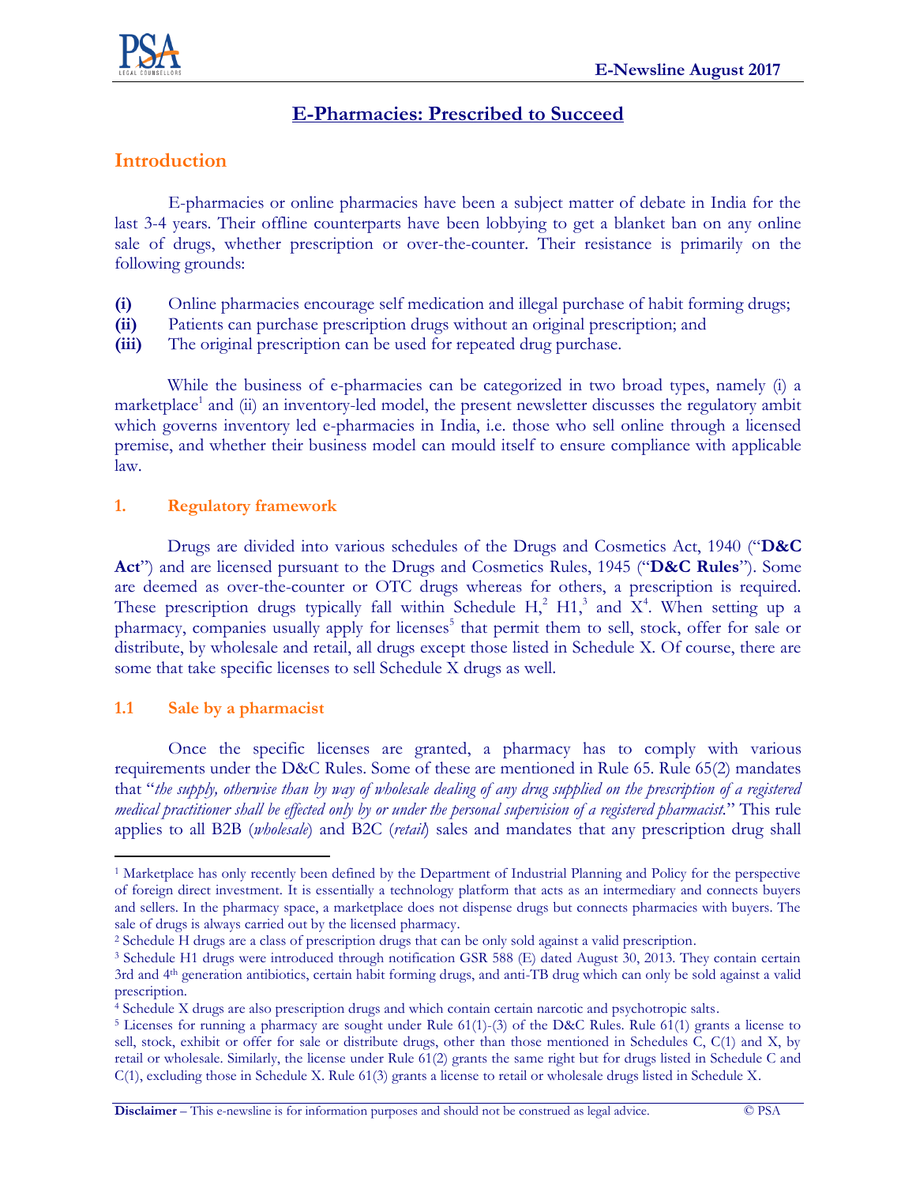# E-Pharmacies: Prescribed to Succeed

## Introduction

E-pharmacies or online pharmacies have been a subject matter of debate in India for the last 3-4 years. Their offline counterparts have been lobbying to get a blanket ban on any online sale of drugs, whether prescription or over-the-counter. Their resistance is primarily on the following grounds:

**(i)** Online pharmacies encourage self medication and illegal purchase of habit forming drugs;
**(ii)** Patients can purchase prescription drugs without an original prescription; and
**(iii)** The original prescription can be used for repeated drug purchase.

While the business of e-pharmacies can be categorized in two broad types, namely (i) a marketplace[1] and (ii) an inventory-led model, the present newsletter discusses the regulatory ambit which governs inventory led e-pharmacies in India, i.e. those who sell online through a licensed premise, and whether their business model can mould itself to ensure compliance with applicable law.

### 1. Regulatory framework

Drugs are divided into various schedules of the Drugs and Cosmetics Act, 1940 ("**D&C Act**") and are licensed pursuant to the Drugs and Cosmetics Rules, 1945 ("**D&C Rules**"). Some are deemed as over-the-counter or OTC drugs whereas for others, a prescription is required. These prescription drugs typically fall within Schedule H,[2] H1,[3] and X[4]. When setting up a pharmacy, companies usually apply for licenses[5] that permit them to sell, stock, offer for sale or distribute, by wholesale and retail, all drugs except those listed in Schedule X. Of course, there are some that take specific licenses to sell Schedule X drugs as well.

### 1.1 Sale by a pharmacist

Once the specific licenses are granted, a pharmacy has to comply with various requirements under the D&C Rules. Some of these are mentioned in Rule 65. Rule 65(2) mandates that "*the supply, otherwise than by way of wholesale dealing of any drug supplied on the prescription of a registered medical practitioner shall be effected only by or under the personal supervision of a registered pharmacist.*" This rule applies to all B2B (*wholesale*) and B2C (*retail*) sales and mandates that any prescription drug shall

---

[1] Marketplace has only recently been defined by the Department of Industrial Planning and Policy for the perspective of foreign direct investment. It is essentially a technology platform that acts as an intermediary and connects buyers and sellers. In the pharmacy space, a marketplace does not dispense drugs but connects pharmacies with buyers. The sale of drugs is always carried out by the licensed pharmacy.

[2] Schedule H drugs are a class of prescription drugs that can be only sold against a valid prescription.

[3] Schedule H1 drugs were introduced through notification GSR 588 (E) dated August 30, 2013. They contain certain 3rd and 4th generation antibiotics, certain habit forming drugs, and anti-TB drug which can only be sold against a valid prescription.

[4] Schedule X drugs are also prescription drugs and which contain certain narcotic and psychotropic salts.

[5] Licenses for running a pharmacy are sought under Rule 61(1)-(3) of the D&C Rules. Rule 61(1) grants a license to sell, stock, exhibit or offer for sale or distribute drugs, other than those mentioned in Schedules C, C(1) and X, by retail or wholesale. Similarly, the license under Rule 61(2) grants the same right but for drugs listed in Schedule C and C(1), excluding those in Schedule X. Rule 61(3) grants a license to retail or wholesale drugs listed in Schedule X.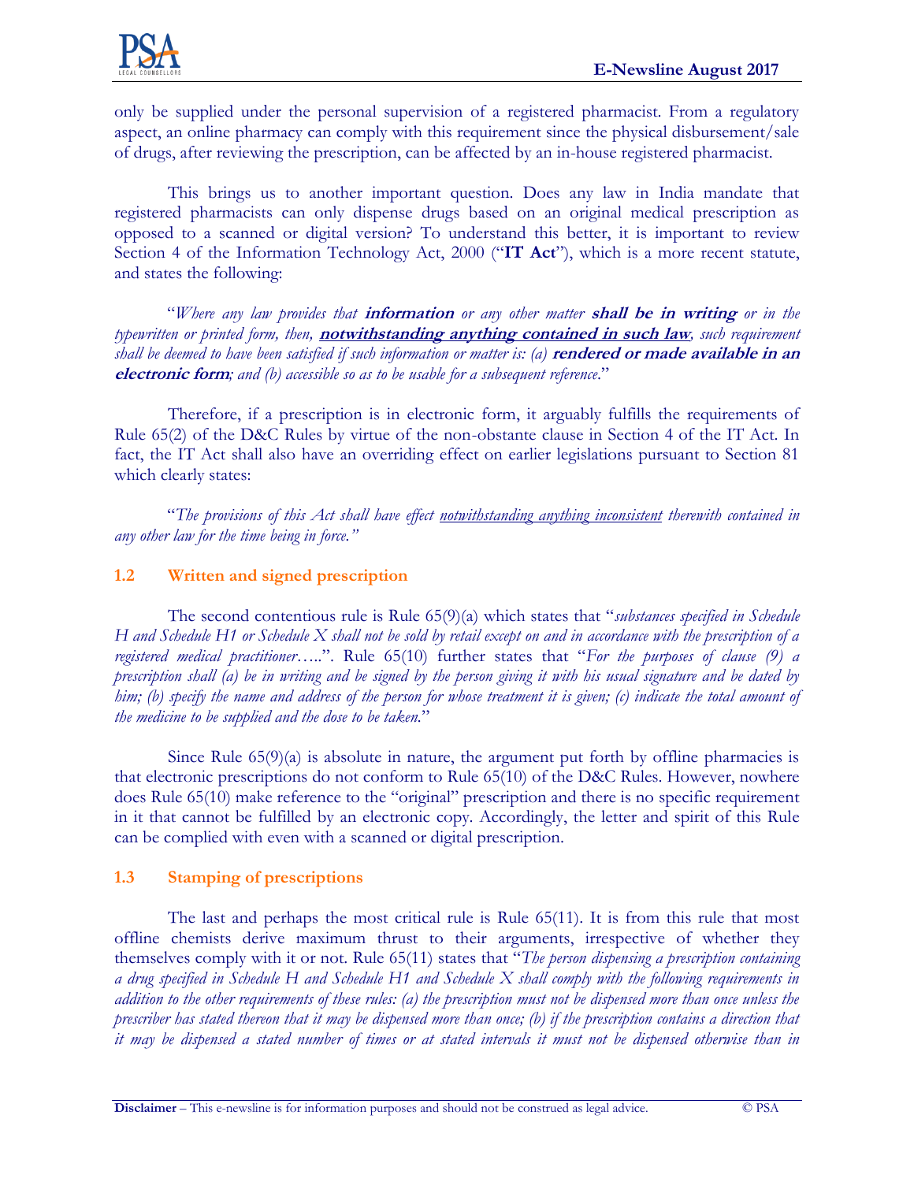only be supplied under the personal supervision of a registered pharmacist. From a regulatory aspect, an online pharmacy can comply with this requirement since the physical disbursement/sale of drugs, after reviewing the prescription, can be affected by an in-house registered pharmacist.

This brings us to another important question. Does any law in India mandate that registered pharmacists can only dispense drugs based on an original medical prescription as opposed to a scanned or digital version? To understand this better, it is important to review Section 4 of the Information Technology Act, 2000 ("**IT Act**"), which is a more recent statute, and states the following:

"*Where any law provides that **information** or any other matter **shall be in writing** or in the typewritten or printed form, then, **notwithstanding anything contained in such law**, such requirement shall be deemed to have been satisfied if such information or matter is: (a) **rendered or made available in an electronic form**; and (b) accessible so as to be usable for a subsequent reference.*"

Therefore, if a prescription is in electronic form, it arguably fulfills the requirements of Rule 65(2) of the D&C Rules by virtue of the non-obstante clause in Section 4 of the IT Act. In fact, the IT Act shall also have an overriding effect on earlier legislations pursuant to Section 81 which clearly states:

"*The provisions of this Act shall have effect notwithstanding anything inconsistent therewith contained in any other law for the time being in force.*"

### 1.2 Written and signed prescription

The second contentious rule is Rule 65(9)(a) which states that "*substances specified in Schedule H and Schedule H1 or Schedule X shall not be sold by retail except on and in accordance with the prescription of a registered medical practitioner…..*". Rule 65(10) further states that "*For the purposes of clause (9) a prescription shall (a) be in writing and be signed by the person giving it with his usual signature and be dated by him; (b) specify the name and address of the person for whose treatment it is given; (c) indicate the total amount of the medicine to be supplied and the dose to be taken.*"

Since Rule 65(9)(a) is absolute in nature, the argument put forth by offline pharmacies is that electronic prescriptions do not conform to Rule 65(10) of the D&C Rules. However, nowhere does Rule 65(10) make reference to the "original" prescription and there is no specific requirement in it that cannot be fulfilled by an electronic copy. Accordingly, the letter and spirit of this Rule can be complied with even with a scanned or digital prescription.

### 1.3 Stamping of prescriptions

The last and perhaps the most critical rule is Rule 65(11). It is from this rule that most offline chemists derive maximum thrust to their arguments, irrespective of whether they themselves comply with it or not. Rule 65(11) states that "*The person dispensing a prescription containing a drug specified in Schedule H and Schedule H1 and Schedule X shall comply with the following requirements in addition to the other requirements of these rules: (a) the prescription must not be dispensed more than once unless the prescriber has stated thereon that it may be dispensed more than once; (b) if the prescription contains a direction that it may be dispensed a stated number of times or at stated intervals it must not be dispensed otherwise than in*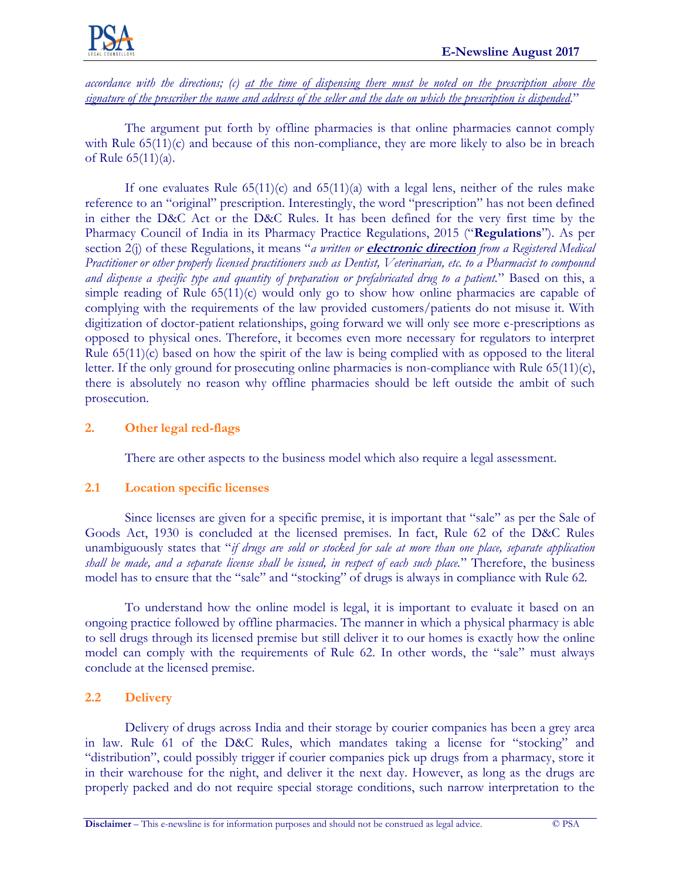*accordance with the directions; (c) <u>at the time of dispensing there must be noted on the prescription above the signature of the prescriber the name and address of the seller and the date on which the prescription is dispended</u>.*"

The argument put forth by offline pharmacies is that online pharmacies cannot comply with Rule 65(11)(c) and because of this non-compliance, they are more likely to also be in breach of Rule 65(11)(a).

If one evaluates Rule 65(11)(c) and 65(11)(a) with a legal lens, neither of the rules make reference to an "original" prescription. Interestingly, the word "prescription" has not been defined in either the D&C Act or the D&C Rules. It has been defined for the very first time by the Pharmacy Council of India in its Pharmacy Practice Regulations, 2015 ("**Regulations**"). As per section 2(j) of these Regulations, it means "*a written or* ***<u>electronic direction</u>*** *from a Registered Medical Practitioner or other properly licensed practitioners such as Dentist, Veterinarian, etc. to a Pharmacist to compound and dispense a specific type and quantity of preparation or prefabricated drug to a patient.*" Based on this, a simple reading of Rule 65(11)(c) would only go to show how online pharmacies are capable of complying with the requirements of the law provided customers/patients do not misuse it. With digitization of doctor-patient relationships, going forward we will only see more e-prescriptions as opposed to physical ones. Therefore, it becomes even more necessary for regulators to interpret Rule 65(11)(c) based on how the spirit of the law is being complied with as opposed to the literal letter. If the only ground for prosecuting online pharmacies is non-compliance with Rule 65(11)(c), there is absolutely no reason why offline pharmacies should be left outside the ambit of such prosecution.

## 2. Other legal red-flags

There are other aspects to the business model which also require a legal assessment.

### 2.1 Location specific licenses

Since licenses are given for a specific premise, it is important that "sale" as per the Sale of Goods Act, 1930 is concluded at the licensed premises. In fact, Rule 62 of the D&C Rules unambiguously states that "*if drugs are sold or stocked for sale at more than one place, separate application shall be made, and a separate license shall be issued, in respect of each such place.*" Therefore, the business model has to ensure that the "sale" and "stocking" of drugs is always in compliance with Rule 62.

To understand how the online model is legal, it is important to evaluate it based on an ongoing practice followed by offline pharmacies. The manner in which a physical pharmacy is able to sell drugs through its licensed premise but still deliver it to our homes is exactly how the online model can comply with the requirements of Rule 62. In other words, the "sale" must always conclude at the licensed premise.

### 2.2 Delivery

Delivery of drugs across India and their storage by courier companies has been a grey area in law. Rule 61 of the D&C Rules, which mandates taking a license for "stocking" and "distribution", could possibly trigger if courier companies pick up drugs from a pharmacy, store it in their warehouse for the night, and deliver it the next day. However, as long as the drugs are properly packed and do not require special storage conditions, such narrow interpretation to the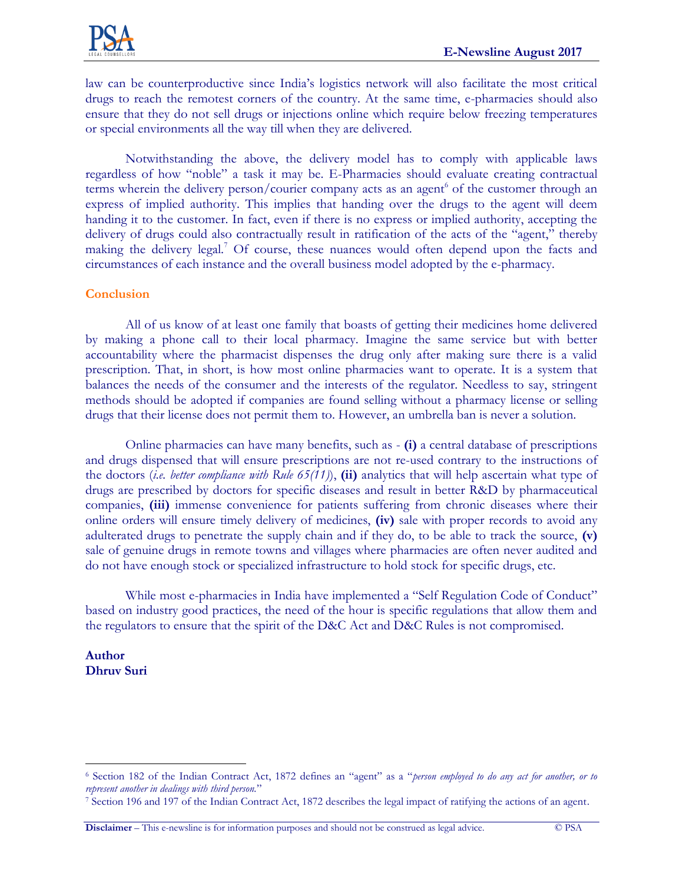law can be counterproductive since India's logistics network will also facilitate the most critical drugs to reach the remotest corners of the country. At the same time, e-pharmacies should also ensure that they do not sell drugs or injections online which require below freezing temperatures or special environments all the way till when they are delivered.

Notwithstanding the above, the delivery model has to comply with applicable laws regardless of how "noble" a task it may be. E-Pharmacies should evaluate creating contractual terms wherein the delivery person/courier company acts as an agent[6] of the customer through an express of implied authority. This implies that handing over the drugs to the agent will deem handing it to the customer. In fact, even if there is no express or implied authority, accepting the delivery of drugs could also contractually result in ratification of the acts of the "agent," thereby making the delivery legal.[7] Of course, these nuances would often depend upon the facts and circumstances of each instance and the overall business model adopted by the e-pharmacy.

## Conclusion

All of us know of at least one family that boasts of getting their medicines home delivered by making a phone call to their local pharmacy. Imagine the same service but with better accountability where the pharmacist dispenses the drug only after making sure there is a valid prescription. That, in short, is how most online pharmacies want to operate. It is a system that balances the needs of the consumer and the interests of the regulator. Needless to say, stringent methods should be adopted if companies are found selling without a pharmacy license or selling drugs that their license does not permit them to. However, an umbrella ban is never a solution.

Online pharmacies can have many benefits, such as - **(i)** a central database of prescriptions and drugs dispensed that will ensure prescriptions are not re-used contrary to the instructions of the doctors (*i.e. better compliance with Rule 65(11)*), **(ii)** analytics that will help ascertain what type of drugs are prescribed by doctors for specific diseases and result in better R&D by pharmaceutical companies, **(iii)** immense convenience for patients suffering from chronic diseases where their online orders will ensure timely delivery of medicines, **(iv)** sale with proper records to avoid any adulterated drugs to penetrate the supply chain and if they do, to be able to track the source, **(v)** sale of genuine drugs in remote towns and villages where pharmacies are often never audited and do not have enough stock or specialized infrastructure to hold stock for specific drugs, etc.

While most e-pharmacies in India have implemented a "Self Regulation Code of Conduct" based on industry good practices, the need of the hour is specific regulations that allow them and the regulators to ensure that the spirit of the D&C Act and D&C Rules is not compromised.

**Author**
**Dhruv Suri**

---

[6] Section 182 of the Indian Contract Act, 1872 defines an "agent" as a "*person employed to do any act for another, or to represent another in dealings with third person.*"

[7] Section 196 and 197 of the Indian Contract Act, 1872 describes the legal impact of ratifying the actions of an agent.

**Disclaimer** – This e-newsline is for information purposes and should not be construed as legal advice. © PSA